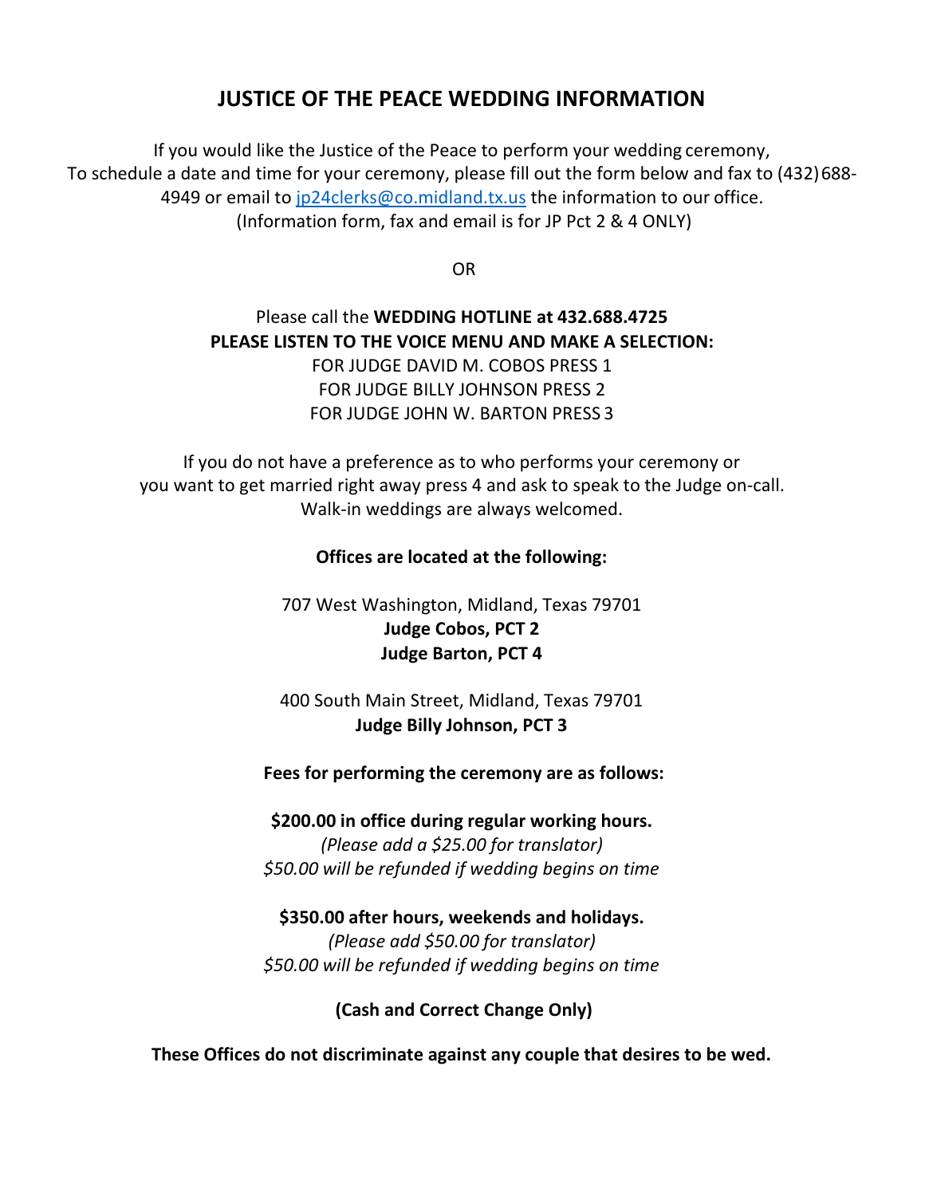# JUSTICE OF THE PEACE WEDDING INFORMATION

If you would like the Justice of the Peace to perform your wedding ceremony,
To schedule a date and time for your ceremony, please fill out the form below and fax to (432) 688-4949 or email to jp24clerks@co.midland.tx.us the information to our office.
(Information form, fax and email is for JP Pct 2 & 4 ONLY)

OR

Please call the **WEDDING HOTLINE at 432.688.4725**
**PLEASE LISTEN TO THE VOICE MENU AND MAKE A SELECTION:**
FOR JUDGE DAVID M. COBOS PRESS 1
FOR JUDGE BILLY JOHNSON PRESS 2
FOR JUDGE JOHN W. BARTON PRESS 3

If you do not have a preference as to who performs your ceremony or you want to get married right away press 4 and ask to speak to the Judge on-call.
Walk-in weddings are always welcomed.

**Offices are located at the following:**

707 West Washington, Midland, Texas 79701
**Judge Cobos, PCT 2**
**Judge Barton, PCT 4**

400 South Main Street, Midland, Texas 79701
**Judge Billy Johnson, PCT 3**

**Fees for performing the ceremony are as follows:**

**$200.00 in office during regular working hours.**
*(Please add a $25.00 for translator)*
*$50.00 will be refunded if wedding begins on time*

**$350.00 after hours, weekends and holidays.**
*(Please add $50.00 for translator)*
*$50.00 will be refunded if wedding begins on time*

**(Cash and Correct Change Only)**

**These Offices do not discriminate against any couple that desires to be wed.**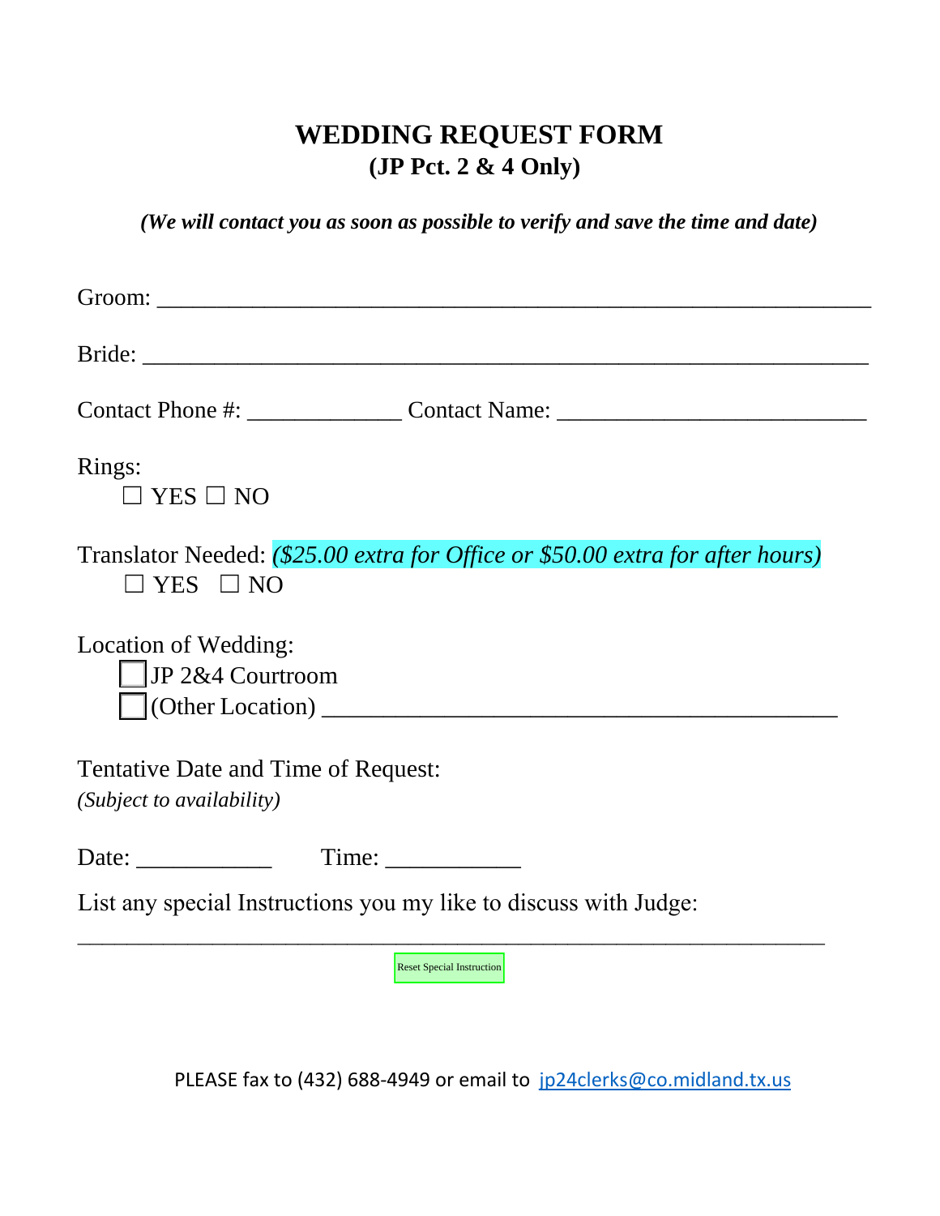# WEDDING REQUEST FORM

## (JP Pct. 2 & 4 Only)

***(We will contact you as soon as possible to verify and save the time and date)***

Groom: ____________________________________________________________

Bride: _____________________________________________________________

Contact Phone #: _____________ Contact Name: ___________________________

Rings:

☐ YES ☐ NO

Translator Needed: *($25.00 extra for Office or $50.00 extra for after hours)*

☐ YES ☐ NO

Location of Wedding:

☐ JP 2&4 Courtroom

☐ (Other Location) ____________________________________________

Tentative Date and Time of Request:

*(Subject to availability)*

Date: ___________ Time: ___________

List any special Instructions you my like to discuss with Judge:

_______________________________________________________________

Reset Special Instruction

PLEASE fax to (432) 688-4949 or email to jp24clerks@co.midland.tx.us